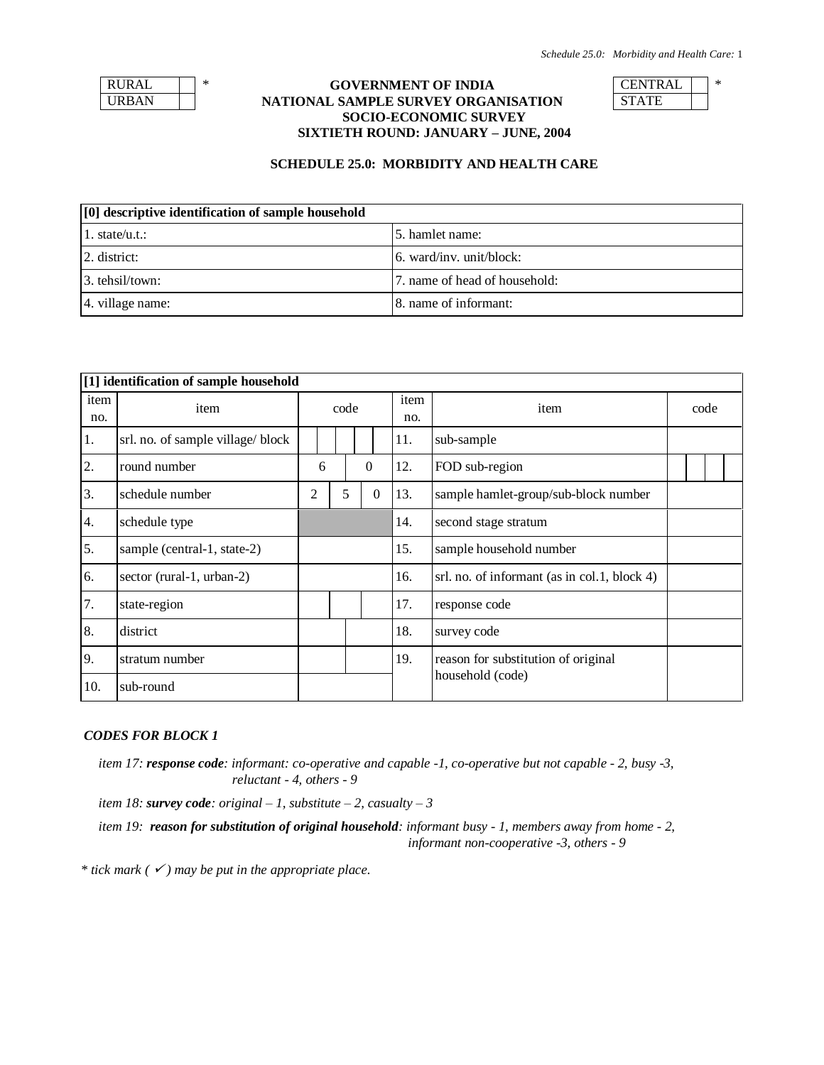| RURAL | | * |
|---|---|---|
| URBAN | | |

**GOVERNMENT OF INDIA**
**NATIONAL SAMPLE SURVEY ORGANISATION**
**SOCIO-ECONOMIC SURVEY**
**SIXTIETH ROUND: JANUARY – JUNE, 2004**

| CENTRAL | | * |
|---|---|---|
| STATE | | |

## SCHEDULE 25.0: MORBIDITY AND HEALTH CARE

| [0] descriptive identification of sample household | |
|---|---|
| 1. state/u.t.: | 5. hamlet name: |
| 2. district: | 6. ward/inv. unit/block: |
| 3. tehsil/town: | 7. name of head of household: |
| 4. village name: | 8. name of informant: |

**[1] identification of sample household**

| item no. | item | code | item no. | item | code |
|---|---|---|---|---|---|
| 1. | srl. no. of sample village/ block | | 11. | sub-sample | |
| 2. | round number | 6 0 | 12. | FOD sub-region | |
| 3. | schedule number | 2 5 0 | 13. | sample hamlet-group/sub-block number | |
| 4. | schedule type | | 14. | second stage stratum | |
| 5. | sample (central-1, state-2) | | 15. | sample household number | |
| 6. | sector (rural-1, urban-2) | | 16. | srl. no. of informant (as in col.1, block 4) | |
| 7. | state-region | | 17. | response code | |
| 8. | district | | 18. | survey code | |
| 9. | stratum number | | 19. | reason for substitution of original household (code) | |
| 10. | sub-round | | | | |

***CODES FOR BLOCK 1***

*item 17: **response code**: informant: co-operative and capable -1, co-operative but not capable - 2, busy -3, reluctant - 4, others - 9*

*item 18: **survey code**: original – 1, substitute – 2, casualty – 3*

*item 19: **reason for substitution of original household**: informant busy - 1, members away from home - 2, informant non-cooperative -3, others - 9*

*\* tick mark ( ✓ ) may be put in the appropriate place.*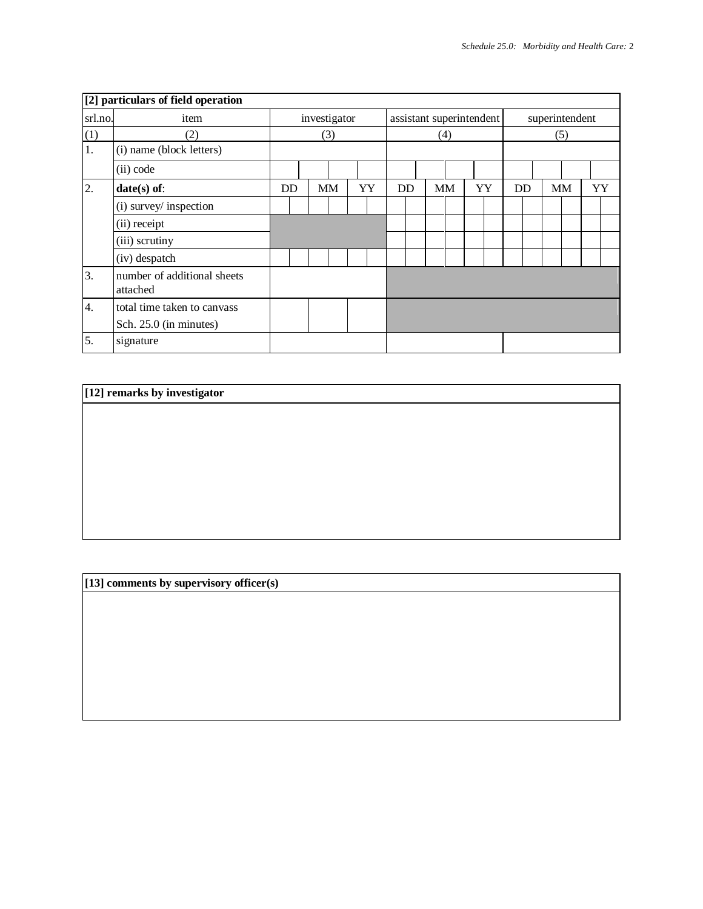**[2] particulars of field operation**

| srl.no. | item | investigator | assistant superintendent | superintendent |
|---|---|---|---|---|
| (1) | (2) | (3) | (4) | (5) |
| 1. | (i) name (block letters) | | | |
| | (ii) code | | | |
| 2. | **date(s) of**: | DD MM YY | DD MM YY | DD MM YY |
| | (i) survey/ inspection | | | |
| | (ii) receipt | | | |
| | (iii) scrutiny | | | |
| | (iv) despatch | | | |
| 3. | number of additional sheets attached | | | |
| 4. | total time taken to canvass Sch. 25.0 (in minutes) | | | |
| 5. | signature | | | |

**[12] remarks by investigator**

**[13] comments by supervisory officer(s)**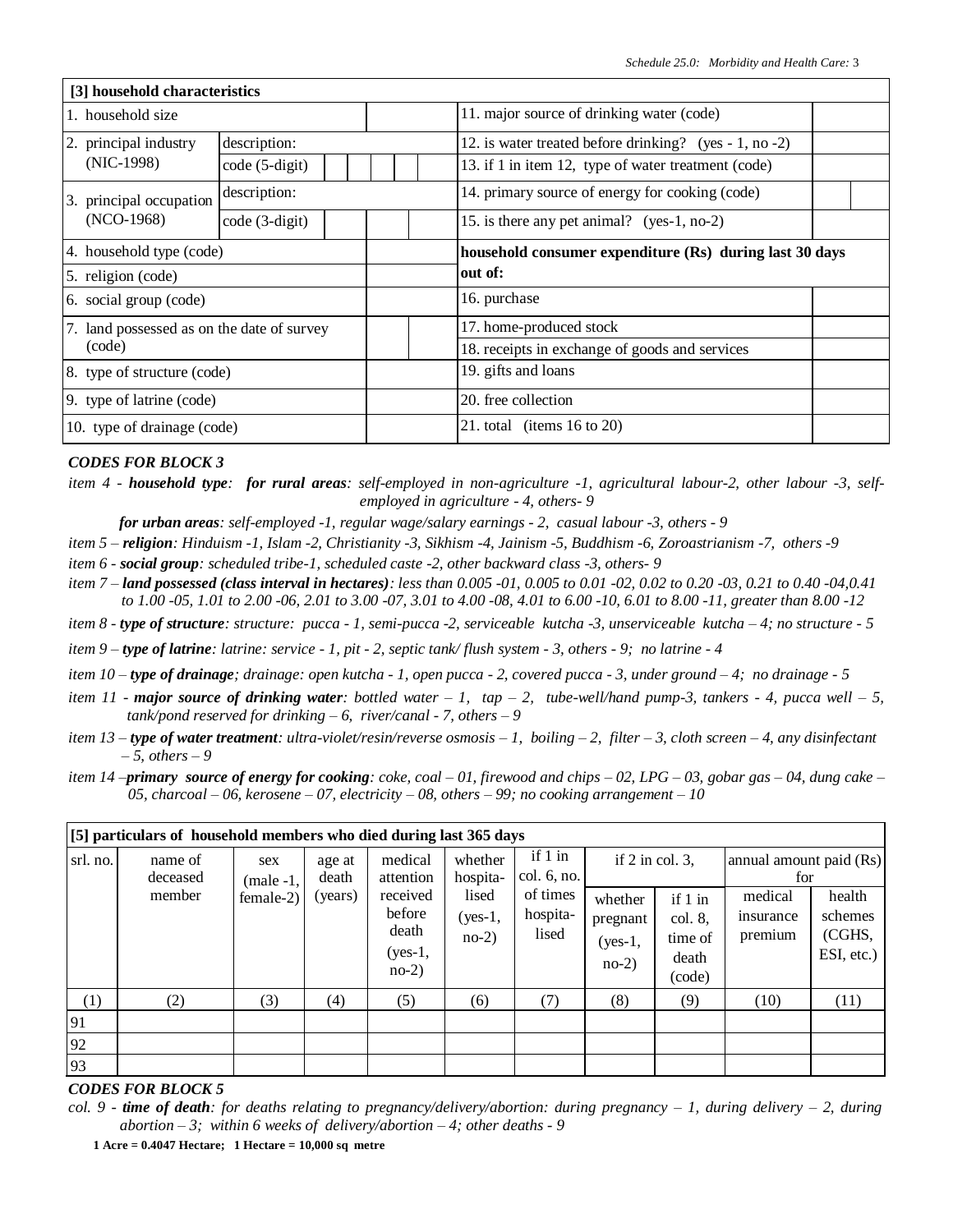## [3] household characteristics

| item | | | item | |
|---|---|---|---|---|
| 1. household size | | | 11. major source of drinking water (code) | |
| 2. principal industry (NIC-1998) | description: | | 12. is water treated before drinking? (yes - 1, no -2) | |
| | code (5-digit) | | 13. if 1 in item 12, type of water treatment (code) | |
| 3. principal occupation (NCO-1968) | description: | | 14. primary source of energy for cooking (code) | |
| | code (3-digit) | | 15. is there any pet animal? (yes-1, no-2) | |
| 4. household type (code) | | | **household consumer expenditure (Rs) during last 30 days out of:** | |
| 5. religion (code) | | | | |
| 6. social group (code) | | | 16. purchase | |
| 7. land possessed as on the date of survey (code) | | | 17. home-produced stock | |
| | | | 18. receipts in exchange of goods and services | |
| 8. type of structure (code) | | | 19. gifts and loans | |
| 9. type of latrine (code) | | | 20. free collection | |
| 10. type of drainage (code) | | | 21. total (items 16 to 20) | |

### *CODES FOR BLOCK 3*

*item 4 - **household type**: **for rural areas**: self-employed in non-agriculture -1, agricultural labour-2, other labour -3, self-employed in agriculture - 4, others- 9*

***for urban areas**: self-employed -1, regular wage/salary earnings - 2, casual labour -3, others - 9*

*item 5 – **religion**: Hinduism -1, Islam -2, Christianity -3, Sikhism -4, Jainism -5, Buddhism -6, Zoroastrianism -7, others -9*

*item 6 - **social group**: scheduled tribe-1, scheduled caste -2, other backward class -3, others- 9*

*item 7 – **land possessed (class interval in hectares)**: less than 0.005 -01, 0.005 to 0.01 -02, 0.02 to 0.20 -03, 0.21 to 0.40 -04,0.41 to 1.00 -05, 1.01 to 2.00 -06, 2.01 to 3.00 -07, 3.01 to 4.00 -08, 4.01 to 6.00 -10, 6.01 to 8.00 -11, greater than 8.00 -12*

*item 8 - **type of structure**: structure: pucca - 1, semi-pucca -2, serviceable kutcha -3, unserviceable kutcha – 4; no structure - 5*

*item 9 – **type of latrine**: latrine: service - 1, pit - 2, septic tank/ flush system - 3, others - 9; no latrine - 4*

*item 10 – **type of drainage**; drainage: open kutcha - 1, open pucca - 2, covered pucca - 3, under ground – 4; no drainage - 5*

*item 11 - **major source of drinking water**: bottled water – 1, tap – 2, tube-well/hand pump-3, tankers - 4, pucca well – 5, tank/pond reserved for drinking – 6, river/canal - 7, others – 9*

*item 13 – **type of water treatment**: ultra-violet/resin/reverse osmosis – 1, boiling – 2, filter – 3, cloth screen – 4, any disinfectant – 5, others – 9*

*item 14 –**primary source of energy for cooking**: coke, coal – 01, firewood and chips – 02, LPG – 03, gobar gas – 04, dung cake – 05, charcoal – 06, kerosene – 07, electricity – 08, others – 99; no cooking arrangement – 10*

## [5] particulars of household members who died during last 365 days

| srl. no. | name of deceased member | sex (male -1, female-2) | age at death (years) | medical attention received before death (yes-1, no-2) | whether hospita-lised (yes-1, no-2) | if 1 in col. 6, no. of times hospita-lised | if 2 in col. 3, whether pregnant (yes-1, no-2) | if 2 in col. 3, if 1 in col. 8, time of death (code) | annual amount paid (Rs) for medical insurance premium | annual amount paid (Rs) for health schemes (CGHS, ESI, etc.) |
|---|---|---|---|---|---|---|---|---|---|---|
| (1) | (2) | (3) | (4) | (5) | (6) | (7) | (8) | (9) | (10) | (11) |
| 91 | | | | | | | | | | |
| 92 | | | | | | | | | | |
| 93 | | | | | | | | | | |

### *CODES FOR BLOCK 5*

*col. 9 - **time of death**: for deaths relating to pregnancy/delivery/abortion: during pregnancy – 1, during delivery – 2, during abortion – 3; within 6 weeks of delivery/abortion – 4; other deaths - 9*

**1 Acre = 0.4047 Hectare; 1 Hectare = 10,000 sq metre**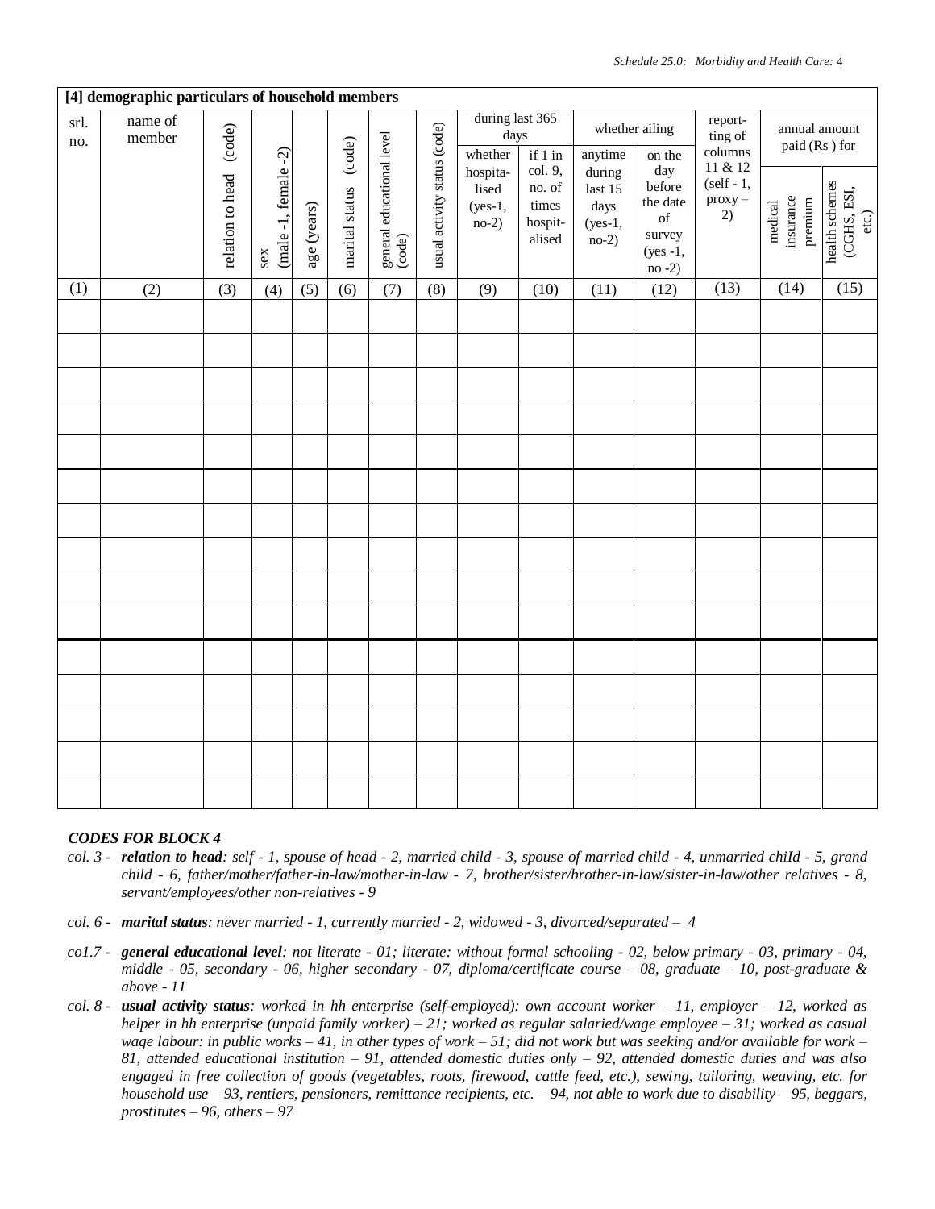## [4] demographic particulars of household members

| srl. no. | name of member | relation to head (code) | sex (male -1, female -2) | age (years) | marital status (code) | general educational level (code) | usual activity status (code) | during last 365 days | | whether ailing | | reporting of columns 11 & 12 (self - 1, proxy – 2) | annual amount paid (Rs ) for | |
|---|---|---|---|---|---|---|---|---|---|---|---|---|---|---|
| | | | | | | | | whether hospitalised (yes-1, no-2) | if 1 in col. 9, no. of times hospitalised | anytime during last 15 days (yes-1, no-2) | on the day before the date of survey (yes -1, no -2) | | medical insurance premium | health schemes (CGHS, ESI, etc.) |
| (1) | (2) | (3) | (4) | (5) | (6) | (7) | (8) | (9) | (10) | (11) | (12) | (13) | (14) | (15) |
| | | | | | | | | | | | | | | |
| | | | | | | | | | | | | | | |
| | | | | | | | | | | | | | | |
| | | | | | | | | | | | | | | |
| | | | | | | | | | | | | | | |
| | | | | | | | | | | | | | | |
| | | | | | | | | | | | | | | |
| | | | | | | | | | | | | | | |
| | | | | | | | | | | | | | | |
| | | | | | | | | | | | | | | |
| | | | | | | | | | | | | | | |
| | | | | | | | | | | | | | | |
| | | | | | | | | | | | | | | |
| | | | | | | | | | | | | | | |
| | | | | | | | | | | | | | | |

### *CODES FOR BLOCK 4*

*col. 3 - **relation to head**: self - 1, spouse of head - 2, married child - 3, spouse of married child - 4, unmarried chiId - 5, grand child - 6, father/mother/father-in-law/mother-in-law - 7, brother/sister/brother-in-law/sister-in-law/other relatives - 8, servant/employees/other non-relatives - 9*

*col. 6 - **marital status**: never married - 1, currently married - 2, widowed - 3, divorced/separated – 4*

*co1.7 - **general educational level**: not literate - 01; literate: without formal schooling - 02, below primary - 03, primary - 04, middle - 05, secondary - 06, higher secondary - 07, diploma/certificate course – 08, graduate – 10, post-graduate & above - 11*

*col. 8 - **usual activity status**: worked in hh enterprise (self-employed): own account worker – 11, employer – 12, worked as helper in hh enterprise (unpaid family worker) – 21; worked as regular salaried/wage employee – 31; worked as casual wage labour: in public works – 41, in other types of work – 51; did not work but was seeking and/or available for work – 81, attended educational institution – 91, attended domestic duties only – 92, attended domestic duties and was also engaged in free collection of goods (vegetables, roots, firewood, cattle feed, etc.), sewing, tailoring, weaving, etc. for household use – 93, rentiers, pensioners, remittance recipients, etc. – 94, not able to work due to disability – 95, beggars, prostitutes – 96, others – 97*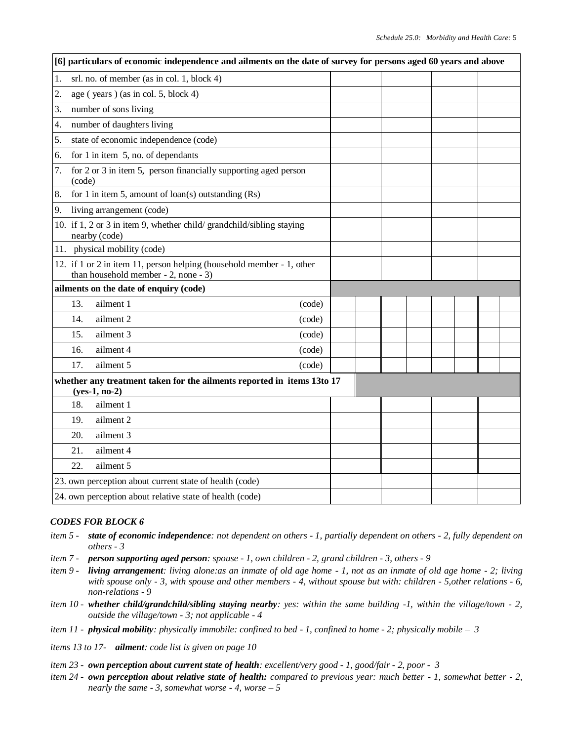| [6] particulars of economic independence and ailments on the date of survey for persons aged 60 years and above | | | | |
|---|---|---|---|---|
| 1. srl. no. of member (as in col. 1, block 4) | | | | |
| 2. age ( years ) (as in col. 5, block 4) | | | | |
| 3. number of sons living | | | | |
| 4. number of daughters living | | | | |
| 5. state of economic independence (code) | | | | |
| 6. for 1 in item 5, no. of dependants | | | | |
| 7. for 2 or 3 in item 5, person financially supporting aged person (code) | | | | |
| 8. for 1 in item 5, amount of loan(s) outstanding (Rs) | | | | |
| 9. living arrangement (code) | | | | |
| 10. if 1, 2 or 3 in item 9, whether child/ grandchild/sibling staying nearby (code) | | | | |
| 11. physical mobility (code) | | | | |
| 12. if 1 or 2 in item 11, person helping (household member - 1, other than household member - 2, none - 3) | | | | |
| **ailments on the date of enquiry (code)** | | | | |
| 13. ailment 1 (code) | | | | |
| 14. ailment 2 (code) | | | | |
| 15. ailment 3 (code) | | | | |
| 16. ailment 4 (code) | | | | |
| 17. ailment 5 (code) | | | | |
| **whether any treatment taken for the ailments reported in items 13to 17 (yes-1, no-2)** | | | | |
| 18. ailment 1 | | | | |
| 19. ailment 2 | | | | |
| 20. ailment 3 | | | | |
| 21. ailment 4 | | | | |
| 22. ailment 5 | | | | |
| 23. own perception about current state of health (code) | | | | |
| 24. own perception about relative state of health (code) | | | | |

### *CODES FOR BLOCK 6*

*item 5 - **state of economic independence**: not dependent on others - 1, partially dependent on others - 2, fully dependent on others - 3*

*item 7 - **person supporting aged person**: spouse - 1, own children - 2, grand children - 3, others - 9*

*item 9 - **living arrangement**: living alone:as an inmate of old age home - 1, not as an inmate of old age home - 2; living with spouse only - 3, with spouse and other members - 4, without spouse but with: children - 5,other relations - 6, non-relations - 9*

*item 10 - **whether child/grandchild/sibling staying nearby**: yes: within the same building -1, within the village/town - 2, outside the village/town - 3; not applicable - 4*

*item 11 - **physical mobility**: physically immobile: confined to bed - 1, confined to home - 2; physically mobile – 3*

*items 13 to 17- **ailment**: code list is given on page 10*

*item 23 - **own perception about current state of health**: excellent/very good - 1, good/fair - 2, poor - 3*

*item 24 - **own perception about relative state of health:** compared to previous year: much better - 1, somewhat better - 2, nearly the same - 3, somewhat worse - 4, worse – 5*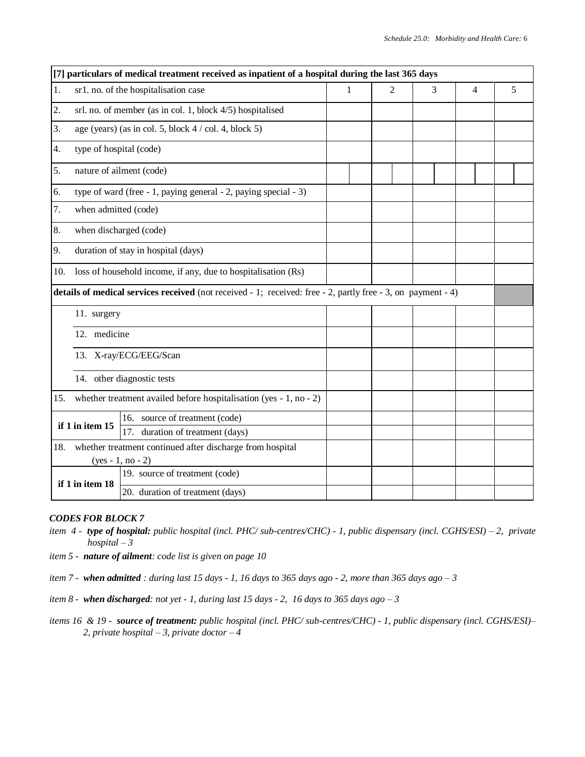| [7] particulars of medical treatment received as inpatient of a hospital during the last 365 days | | | | | | |
|---|---|---|---|---|---|---|
| 1. | sr1. no. of the hospitalisation case | 1 | 2 | 3 | 4 | 5 |
| 2. | srl. no. of member (as in col. 1, block 4/5) hospitalised | | | | | |
| 3. | age (years) (as in col. 5, block 4 / col. 4, block 5) | | | | | |
| 4. | type of hospital (code) | | | | | |
| 5. | nature of ailment (code) | | | | | |
| 6. | type of ward (free - 1, paying general - 2, paying special - 3) | | | | | |
| 7. | when admitted (code) | | | | | |
| 8. | when discharged (code) | | | | | |
| 9. | duration of stay in hospital (days) | | | | | |
| 10. | loss of household income, if any, due to hospitalisation (Rs) | | | | | |
| **details of medical services received** (not received - 1; received: free - 2, partly free - 3, on payment - 4) | | | | | | |
| | 11. surgery | | | | | |
| | 12. medicine | | | | | |
| | 13. X-ray/ECG/EEG/Scan | | | | | |
| | 14. other diagnostic tests | | | | | |
| 15. | whether treatment availed before hospitalisation (yes - 1, no - 2) | | | | | |
| **if 1 in item 15** | 16. source of treatment (code) | | | | | |
| | 17. duration of treatment (days) | | | | | |
| 18. | whether treatment continued after discharge from hospital (yes - 1, no - 2) | | | | | |
| **if 1 in item 18** | 19. source of treatment (code) | | | | | |
| | 20. duration of treatment (days) | | | | | |

***CODES FOR BLOCK 7***

*item 4 - **type of hospital:** public hospital (incl. PHC/ sub-centres/CHC) - 1, public dispensary (incl. CGHS/ESI) – 2, private hospital – 3*

*item 5 - **nature of ailment**: code list is given on page 10*

*item 7 - **when admitted** : during last 15 days - 1, 16 days to 365 days ago - 2, more than 365 days ago – 3*

*item 8 - **when discharged**: not yet - 1, during last 15 days - 2, 16 days to 365 days ago – 3*

*items 16 & 19 - **source of treatment:** public hospital (incl. PHC/ sub-centres/CHC) - 1, public dispensary (incl. CGHS/ESI)– 2, private hospital – 3, private doctor – 4*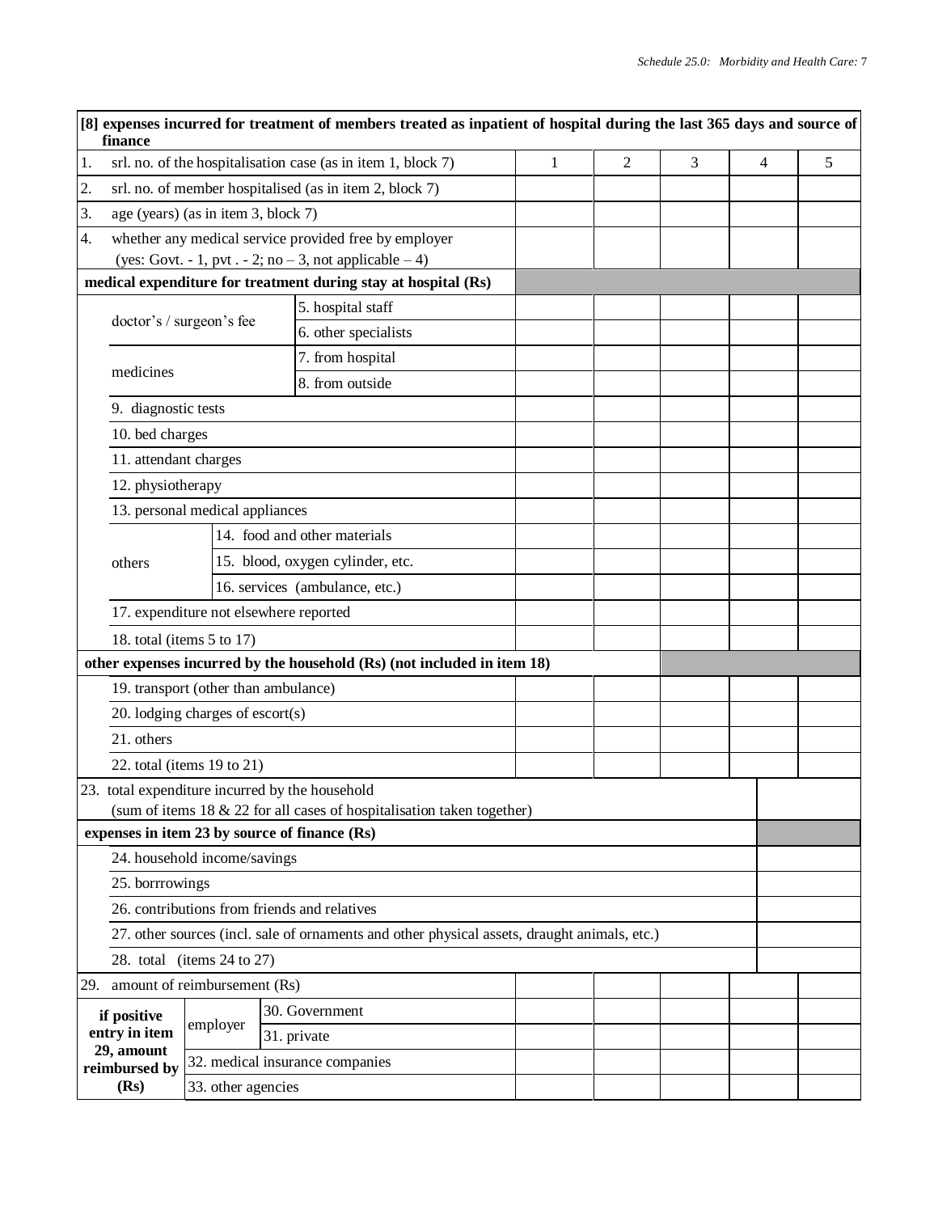| [8] expenses incurred for treatment of members treated as inpatient of hospital during the last 365 days and source of finance | | | | | | | |
|---|---|---|---|---|---|---|---|
| 1. srl. no. of the hospitalisation case (as in item 1, block 7) | | | 1 | 2 | 3 | 4 | 5 |
| 2. srl. no. of member hospitalised (as in item 2, block 7) | | | | | | | |
| 3. age (years) (as in item 3, block 7) | | | | | | | |
| 4. whether any medical service provided free by employer (yes: Govt. - 1, pvt . - 2; no – 3, not applicable – 4) | | | | | | | |
| **medical expenditure for treatment during stay at hospital (Rs)** | | | | | | | |
| | doctor's / surgeon's fee | 5. hospital staff | | | | | |
| | | 6. other specialists | | | | | |
| | medicines | 7. from hospital | | | | | |
| | | 8. from outside | | | | | |
| | 9. diagnostic tests | | | | | | |
| | 10. bed charges | | | | | | |
| | 11. attendant charges | | | | | | |
| | 12. physiotherapy | | | | | | |
| | 13. personal medical appliances | | | | | | |
| | others | 14. food and other materials | | | | | |
| | | 15. blood, oxygen cylinder, etc. | | | | | |
| | | 16. services (ambulance, etc.) | | | | | |
| | 17. expenditure not elsewhere reported | | | | | | |
| | 18. total (items 5 to 17) | | | | | | |
| **other expenses incurred by the household (Rs) (not included in item 18)** | | | | | | | |
| | 19. transport (other than ambulance) | | | | | | |
| | 20. lodging charges of escort(s) | | | | | | |
| | 21. others | | | | | | |
| | 22. total (items 19 to 21) | | | | | | |
| 23. total expenditure incurred by the household (sum of items 18 & 22 for all cases of hospitalisation taken together) | | | | | | | |
| **expenses in item 23 by source of finance (Rs)** | | | | | | | |
| | 24. household income/savings | | | | | | |
| | 25. borrrowings | | | | | | |
| | 26. contributions from friends and relatives | | | | | | |
| | 27. other sources (incl. sale of ornaments and other physical assets, draught animals, etc.) | | | | | | |
| | 28. total (items 24 to 27) | | | | | | |
| 29. amount of reimbursement (Rs) | | | | | | | |
| **if positive entry in item 29, amount reimbursed by (Rs)** | employer | 30. Government | | | | | |
| | | 31. private | | | | | |
| | 32. medical insurance companies | | | | | | |
| | 33. other agencies | | | | | | |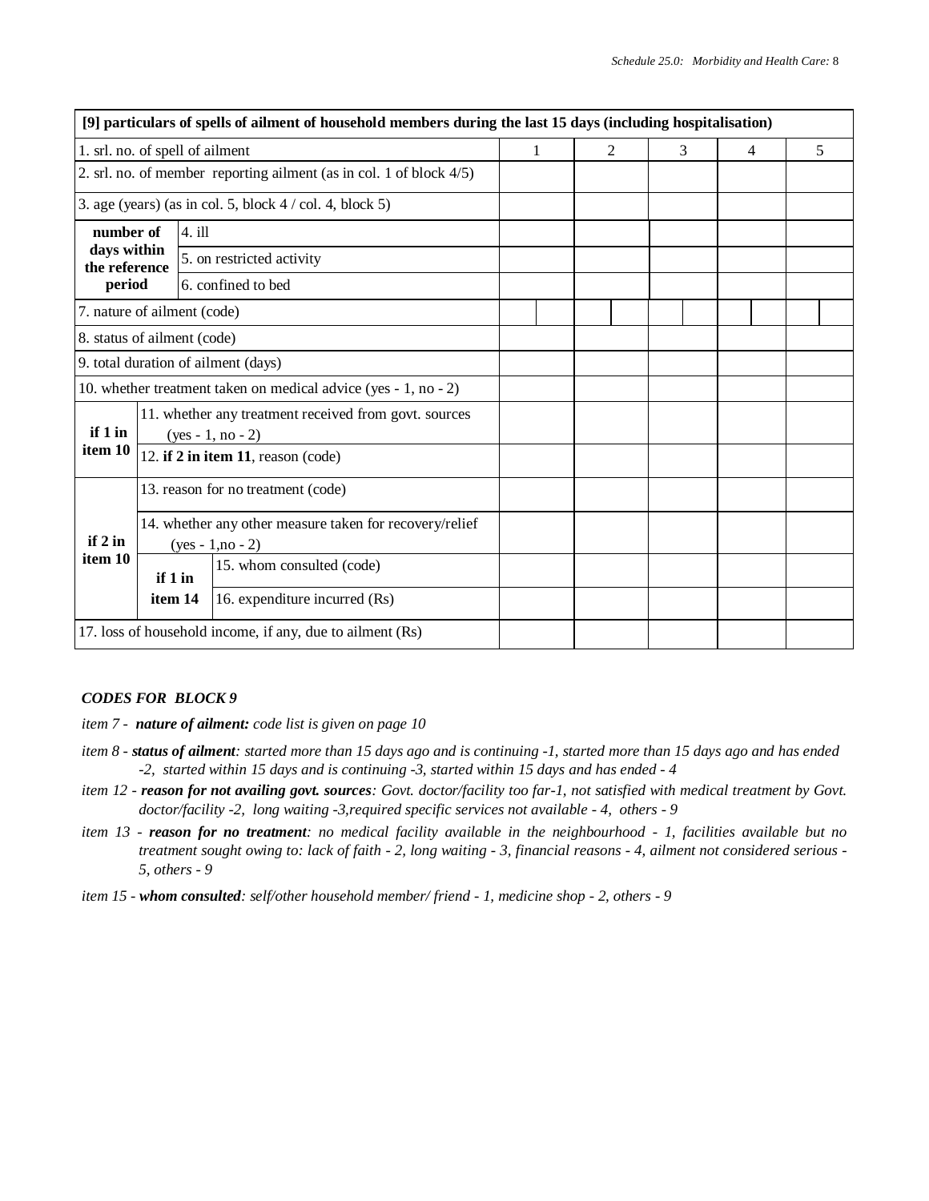| [9] particulars of spells of ailment of household members during the last 15 days (including hospitalisation) | | | | | | | | |
|---|---|---|---|---|---|---|---|---|
| 1. srl. no. of spell of ailment | | | | 1 | 2 | 3 | 4 | 5 |
| 2. srl. no. of member reporting ailment (as in col. 1 of block 4/5) | | | | | | | | |
| 3. age (years) (as in col. 5, block 4 / col. 4, block 5) | | | | | | | | |
| **number of days within the reference period** | 4. ill | | | | | | | |
| | 5. on restricted activity | | | | | | | |
| | 6. confined to bed | | | | | | | |
| 7. nature of ailment (code) | | | | | | | | |
| 8. status of ailment (code) | | | | | | | | |
| 9. total duration of ailment (days) | | | | | | | | |
| 10. whether treatment taken on medical advice (yes - 1, no - 2) | | | | | | | | |
| **if 1 in item 10** | 11. whether any treatment received from govt. sources (yes - 1, no - 2) | | | | | | | |
| | 12. **if 2 in item 11**, reason (code) | | | | | | | |
| **if 2 in item 10** | 13. reason for no treatment (code) | | | | | | | |
| | 14. whether any other measure taken for recovery/relief (yes - 1,no - 2) | | | | | | | |
| | **if 1 in item 14** | 15. whom consulted (code) | | | | | | |
| | | 16. expenditure incurred (Rs) | | | | | | |
| 17. loss of household income, if any, due to ailment (Rs) | | | | | | | | |

***CODES FOR BLOCK 9***

*item 7 - **nature of ailment:** code list is given on page 10*

*item 8 - **status of ailment**: started more than 15 days ago and is continuing -1, started more than 15 days ago and has ended -2, started within 15 days and is continuing -3, started within 15 days and has ended - 4*

*item 12 - **reason for not availing govt. sources**: Govt. doctor/facility too far-1, not satisfied with medical treatment by Govt. doctor/facility -2, long waiting -3,required specific services not available - 4, others - 9*

*item 13 - **reason for no treatment**: no medical facility available in the neighbourhood - 1, facilities available but no treatment sought owing to: lack of faith - 2, long waiting - 3, financial reasons - 4, ailment not considered serious - 5, others - 9*

*item 15 - **whom consulted**: self/other household member/ friend - 1, medicine shop - 2, others - 9*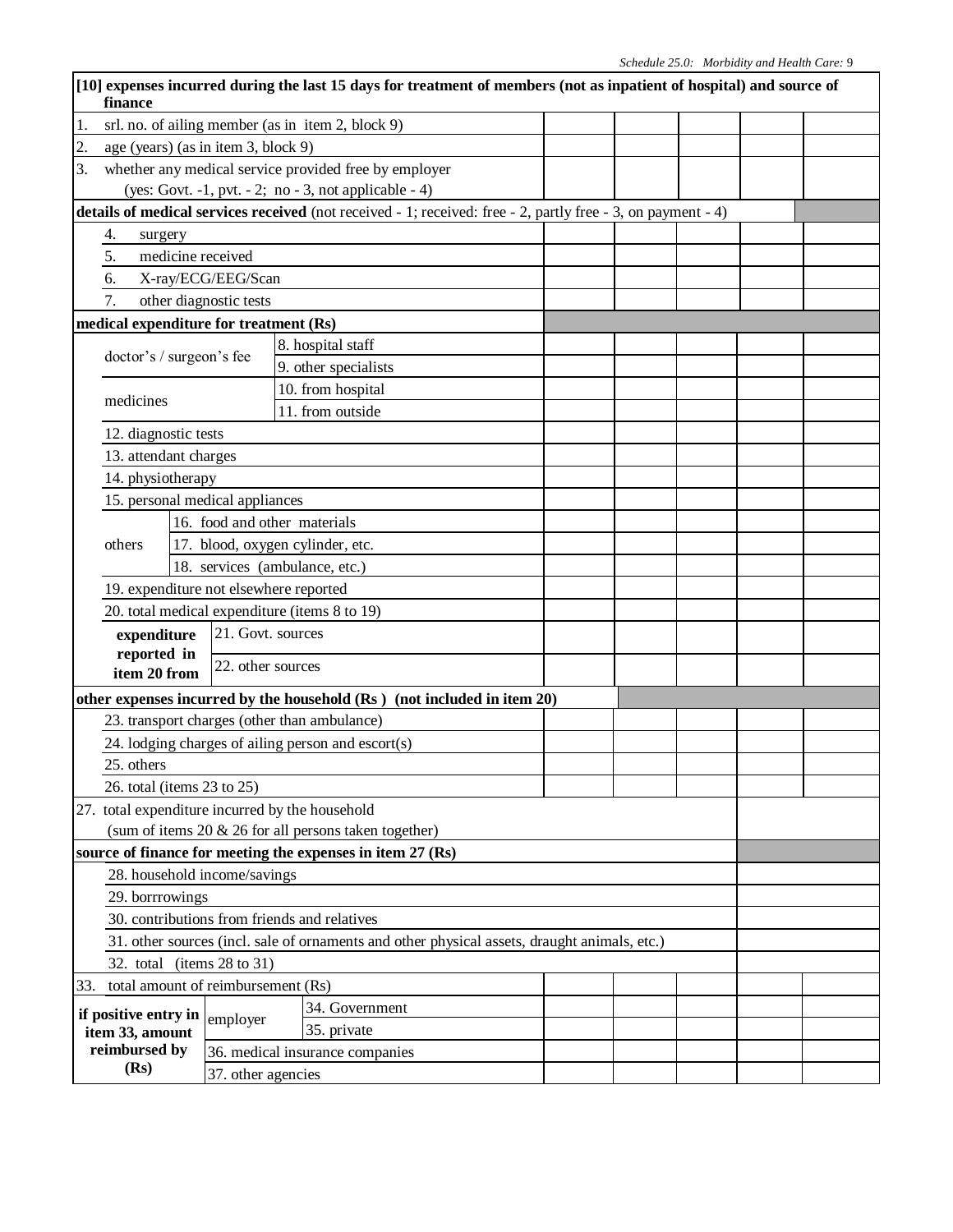| [10] expenses incurred during the last 15 days for treatment of members (not as inpatient of hospital) and source of finance | | | | | | | |
|---|---|---|---|---|---|---|---|
| 1. srl. no. of ailing member (as in item 2, block 9) | | | | | | | |
| 2. age (years) (as in item 3, block 9) | | | | | | | |
| 3. whether any medical service provided free by employer (yes: Govt. -1, pvt. - 2; no - 3, not applicable - 4) | | | | | | | |
| **details of medical services received** (not received - 1; received: free - 2, partly free - 3, on payment - 4) | | | | | | | |
| 4. surgery | | | | | | | |
| 5. medicine received | | | | | | | |
| 6. X-ray/ECG/EEG/Scan | | | | | | | |
| 7. other diagnostic tests | | | | | | | |
| **medical expenditure for treatment (Rs)** | | | | | | | |
| doctor's / surgeon's fee | 8. hospital staff | | | | | | |
| | 9. other specialists | | | | | | |
| medicines | 10. from hospital | | | | | | |
| | 11. from outside | | | | | | |
| 12. diagnostic tests | | | | | | | |
| 13. attendant charges | | | | | | | |
| 14. physiotherapy | | | | | | | |
| 15. personal medical appliances | | | | | | | |
| others | 16. food and other materials | | | | | | |
| | 17. blood, oxygen cylinder, etc. | | | | | | |
| | 18. services (ambulance, etc.) | | | | | | |
| 19. expenditure not elsewhere reported | | | | | | | |
| 20. total medical expenditure (items 8 to 19) | | | | | | | |
| **expenditure reported in item 20 from** | 21. Govt. sources | | | | | | |
| | 22. other sources | | | | | | |
| **other expenses incurred by the household (Rs ) (not included in item 20)** | | | | | | | |
| 23. transport charges (other than ambulance) | | | | | | | |
| 24. lodging charges of ailing person and escort(s) | | | | | | | |
| 25. others | | | | | | | |
| 26. total (items 23 to 25) | | | | | | | |
| 27. total expenditure incurred by the household (sum of items 20 & 26 for all persons taken together) | | | | | | | |
| **source of finance for meeting the expenses in item 27 (Rs)** | | | | | | | |
| 28. household income/savings | | | | | | | |
| 29. borrrowings | | | | | | | |
| 30. contributions from friends and relatives | | | | | | | |
| 31. other sources (incl. sale of ornaments and other physical assets, draught animals, etc.) | | | | | | | |
| 32. total (items 28 to 31) | | | | | | | |
| 33. total amount of reimbursement (Rs) | | | | | | | |
| **if positive entry in item 33, amount reimbursed by (Rs)** | employer | 34. Government | | | | | |
| | | 35. private | | | | | |
| | 36. medical insurance companies | | | | | | |
| | 37. other agencies | | | | | | |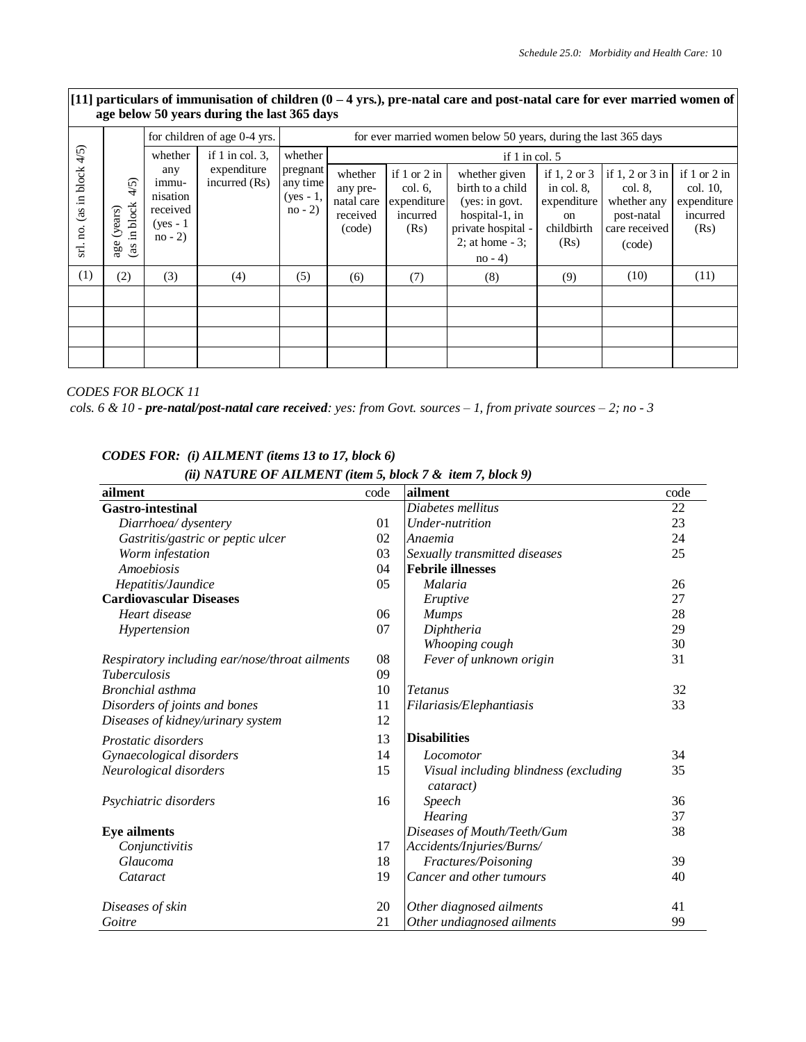**[11] particulars of immunisation of children (0 – 4 yrs.), pre-natal care and post-natal care for ever married women of age below 50 years during the last 365 days**

| srl. no. (as in block 4/5) | age (years) (as in block 4/5) | for children of age 0-4 yrs. | | for ever married women below 50 years, during the last 365 days | | | | | | |
|---|---|---|---|---|---|---|---|---|---|---|
| | | whether any immu-nisation received (yes - 1 no - 2) | if 1 in col. 3, expenditure incurred (Rs) | whether pregnant any time (yes - 1, no - 2) | if 1 in col. 5 | | | | | |
| | | | | | whether any pre-natal care received (code) | if 1 or 2 in col. 6, expenditure incurred (Rs) | whether given birth to a child (yes: in govt. hospital-1, in private hospital - 2; at home - 3; no - 4) | if 1, 2 or 3 in col. 8, expenditure on childbirth (Rs) | if 1, 2 or 3 in col. 8, whether any post-natal care received (code) | if 1 or 2 in col. 10, expenditure incurred (Rs) |
| (1) | (2) | (3) | (4) | (5) | (6) | (7) | (8) | (9) | (10) | (11) |
| | | | | | | | | | | |
| | | | | | | | | | | |
| | | | | | | | | | | |
| | | | | | | | | | | |

*CODES FOR BLOCK 11*

*cols. 6 & 10 - **pre-natal/post-natal care received**: yes: from Govt. sources – 1, from private sources – 2; no - 3*

***CODES FOR: (i) AILMENT (items 13 to 17, block 6)***

***(ii) NATURE OF AILMENT (item 5, block 7 & item 7, block 9)***

| ailment | code | ailment | code |
|---|---|---|---|
| **Gastro-intestinal** | | *Diabetes mellitus* | 22 |
| *Diarrhoea/ dysentery* | 01 | *Under-nutrition* | 23 |
| *Gastritis/gastric or peptic ulcer* | 02 | *Anaemia* | 24 |
| *Worm infestation* | 03 | *Sexually transmitted diseases* | 25 |
| *Amoebiosis* | 04 | **Febrile illnesses** | |
| *Hepatitis/Jaundice* | 05 | *Malaria* | 26 |
| **Cardiovascular Diseases** | | *Eruptive* | 27 |
| *Heart disease* | 06 | *Mumps* | 28 |
| *Hypertension* | 07 | *Diphtheria* | 29 |
| | | *Whooping cough* | 30 |
| *Respiratory including ear/nose/throat ailments* | 08 | *Fever of unknown origin* | 31 |
| *Tuberculosis* | 09 | | |
| *Bronchial asthma* | 10 | *Tetanus* | 32 |
| *Disorders of joints and bones* | 11 | *Filariasis/Elephantiasis* | 33 |
| *Diseases of kidney/urinary system* | 12 | | |
| *Prostatic disorders* | 13 | **Disabilities** | |
| *Gynaecological disorders* | 14 | *Locomotor* | 34 |
| *Neurological disorders* | 15 | *Visual including blindness (excluding cataract)* | 35 |
| *Psychiatric disorders* | 16 | *Speech* | 36 |
| | | *Hearing* | 37 |
| **Eye ailments** | | *Diseases of Mouth/Teeth/Gum* | 38 |
| *Conjunctivitis* | 17 | *Accidents/Injuries/Burns/* | |
| *Glaucoma* | 18 | *Fractures/Poisoning* | 39 |
| *Cataract* | 19 | *Cancer and other tumours* | 40 |
| *Diseases of skin* | 20 | *Other diagnosed ailments* | 41 |
| *Goitre* | 21 | *Other undiagnosed ailments* | 99 |